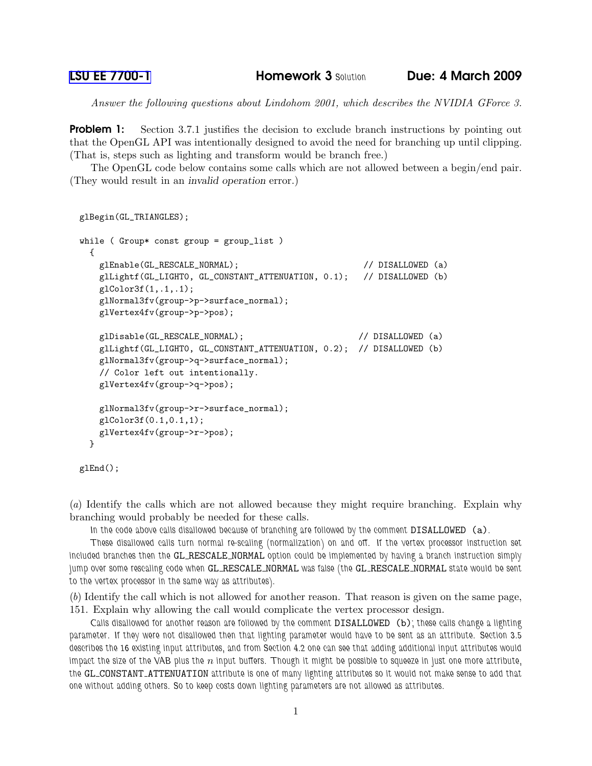[LSU EE 7700-1] **Homework 3** Solution **Due: 4 March 2009**

*Answer the following questions about Lindohom 2001, which describes the NVIDIA GForce 3.*

**Problem 1:** Section 3.7.1 justifies the decision to exclude branch instructions by pointing out that the OpenGL API was intentionally designed to avoid the need for branching up until clipping. (That is, steps such as lighting and transform would be branch free.)

The OpenGL code below contains some calls which are not allowed between a begin/end pair. (They would result in an *invalid operation* error.)

```
glBegin(GL_TRIANGLES);

while ( Group* const group = group_list )
  {
    glEnable(GL_RESCALE_NORMAL);                          // DISALLOWED (a)
    glLightf(GL_LIGHT0, GL_CONSTANT_ATTENUATION, 0.1);   // DISALLOWED (b)
    glColor3f(1,.1,.1);
    glNormal3fv(group->p->surface_normal);
    glVertex4fv(group->p->pos);

    glDisable(GL_RESCALE_NORMAL);                        // DISALLOWED (a)
    glLightf(GL_LIGHT0, GL_CONSTANT_ATTENUATION, 0.2);  // DISALLOWED (b)
    glNormal3fv(group->q->surface_normal);
    // Color left out intentionally.
    glVertex4fv(group->q->pos);

    glNormal3fv(group->r->surface_normal);
    glColor3f(0.1,0.1,1);
    glVertex4fv(group->r->pos);
  }

glEnd();
```

(*a*) Identify the calls which are not allowed because they might require branching. Explain why branching would probably be needed for these calls.

In the code above calls disallowed because of branching are followed by the comment `DISALLOWED (a)`.

These disallowed calls turn normal re-scaling (normalization) on and off. If the vertex processor instruction set included branches then the `GL_RESCALE_NORMAL` option could be implemented by having a branch instruction simply jump over some rescaling code when `GL_RESCALE_NORMAL` was false (the `GL_RESCALE_NORMAL` state would be sent to the vertex processor in the same way as attributes).

(*b*) Identify the call which is not allowed for another reason. That reason is given on the same page, 151. Explain why allowing the call would complicate the vertex processor design.

Calls disallowed for another reason are followed by the comment `DISALLOWED (b)`; these calls change a lighting parameter. If they were not disallowed then that lighting parameter would have to be sent as an attribute. Section 3.5 describes the 16 existing input attributes, and from Section 4.2 one can see that adding additional input attributes would impact the size of the VAB plus the $n$ input buffers. Though it might be possible to squeeze in just one more attribute, the `GL_CONSTANT_ATTENUATION` attribute is one of many lighting attributes so it would not make sense to add that one without adding others. So to keep costs down lighting parameters are not allowed as attributes.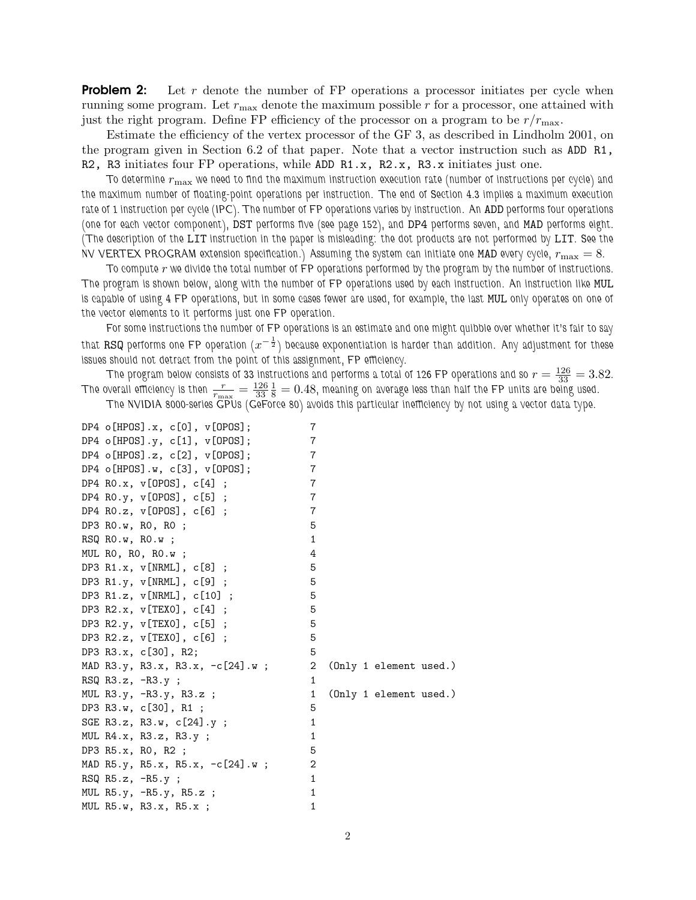**Problem 2:** Let $r$ denote the number of FP operations a processor initiates per cycle when running some program. Let $r_{\max}$ denote the maximum possible $r$ for a processor, one attained with just the right program. Define FP efficiency of the processor on a program to be $r/r_{\max}$.

Estimate the efficiency of the vertex processor of the GF 3, as described in Lindholm 2001, on the program given in Section 6.2 of that paper. Note that a vector instruction such as `ADD R1, R2, R3` initiates four FP operations, while `ADD R1.x, R2.x, R3.x` initiates just one.

To determine $r_{\max}$ we need to find the maximum instruction execution rate (number of instructions per cycle) and the maximum number of floating-point operations per instruction. The end of Section 4.3 implies a maximum execution rate of 1 instruction per cycle (IPC). The number of FP operations varies by instruction. An ADD performs four operations (one for each vector component), DST performs five (see page 152), and DP4 performs seven, and MAD performs eight. (The description of the LIT instruction in the paper is misleading: the dot products are not performed by LIT. See the NV VERTEX PROGRAM extension specification.) Assuming the system can initiate one MAD every cycle, $r_{\max} = 8$.

To compute $r$ we divide the total number of FP operations performed by the program by the number of instructions. The program is shown below, along with the number of FP operations used by each instruction. An instruction like MUL is capable of using 4 FP operations, but in some cases fewer are used, for example, the last MUL only operates on one of the vector elements to it performs just one FP operation.

For some instructions the number of FP operations is an estimate and one might quibble over whether it's fair to say that RSQ performs one FP operation ($x^{-\frac{1}{2}}$) because exponentiation is harder than addition. Any adjustment for these issues should not detract from the point of this assignment, FP efficiency.

The program below consists of 33 instructions and performs a total of 126 FP operations and so $r = \frac{126}{33} = 3.82$. The overall efficiency is then $\frac{r}{r_{\max}} = \frac{126}{33}\frac{1}{8} = 0.48$, meaning on average less than half the FP units are being used.

The NVIDIA 8000-series GPUs (GeForce 80) avoids this particular inefficiency by not using a vector data type.

```
DP4 o[HPOS].x, c[0], v[OPOS];          7
DP4 o[HPOS].y, c[1], v[OPOS];          7
DP4 o[HPOS].z, c[2], v[OPOS];          7
DP4 o[HPOS].w, c[3], v[OPOS];          7
DP4 R0.x, v[OPOS], c[4] ;              7
DP4 R0.y, v[OPOS], c[5] ;              7
DP4 R0.z, v[OPOS], c[6] ;              7
DP3 R0.w, R0, R0 ;                     5
RSQ R0.w, R0.w ;                       1
MUL R0, R0, R0.w ;                     4
DP3 R1.x, v[NRML], c[8] ;              5
DP3 R1.y, v[NRML], c[9] ;              5
DP3 R1.z, v[NRML], c[10] ;             5
DP3 R2.x, v[TEX0], c[4] ;              5
DP3 R2.y, v[TEX0], c[5] ;              5
DP3 R2.z, v[TEX0], c[6] ;              5
DP3 R3.x, c[30], R2;                   5
MAD R3.y, R3.x, R3.x, -c[24].w ;       2  (Only 1 element used.)
RSQ R3.z, -R3.y ;                      1
MUL R3.y, -R3.y, R3.z ;                1  (Only 1 element used.)
DP3 R3.w, c[30], R1 ;                  5
SGE R3.z, R3.w, c[24].y ;              1
MUL R4.x, R3.z, R3.y ;                 1
DP3 R5.x, R0, R2 ;                     5
MAD R5.y, R5.x, R5.x, -c[24].w ;       2
RSQ R5.z, -R5.y ;                      1
MUL R5.y, -R5.y, R5.z ;                1
MUL R5.w, R3.x, R5.x ;                 1
```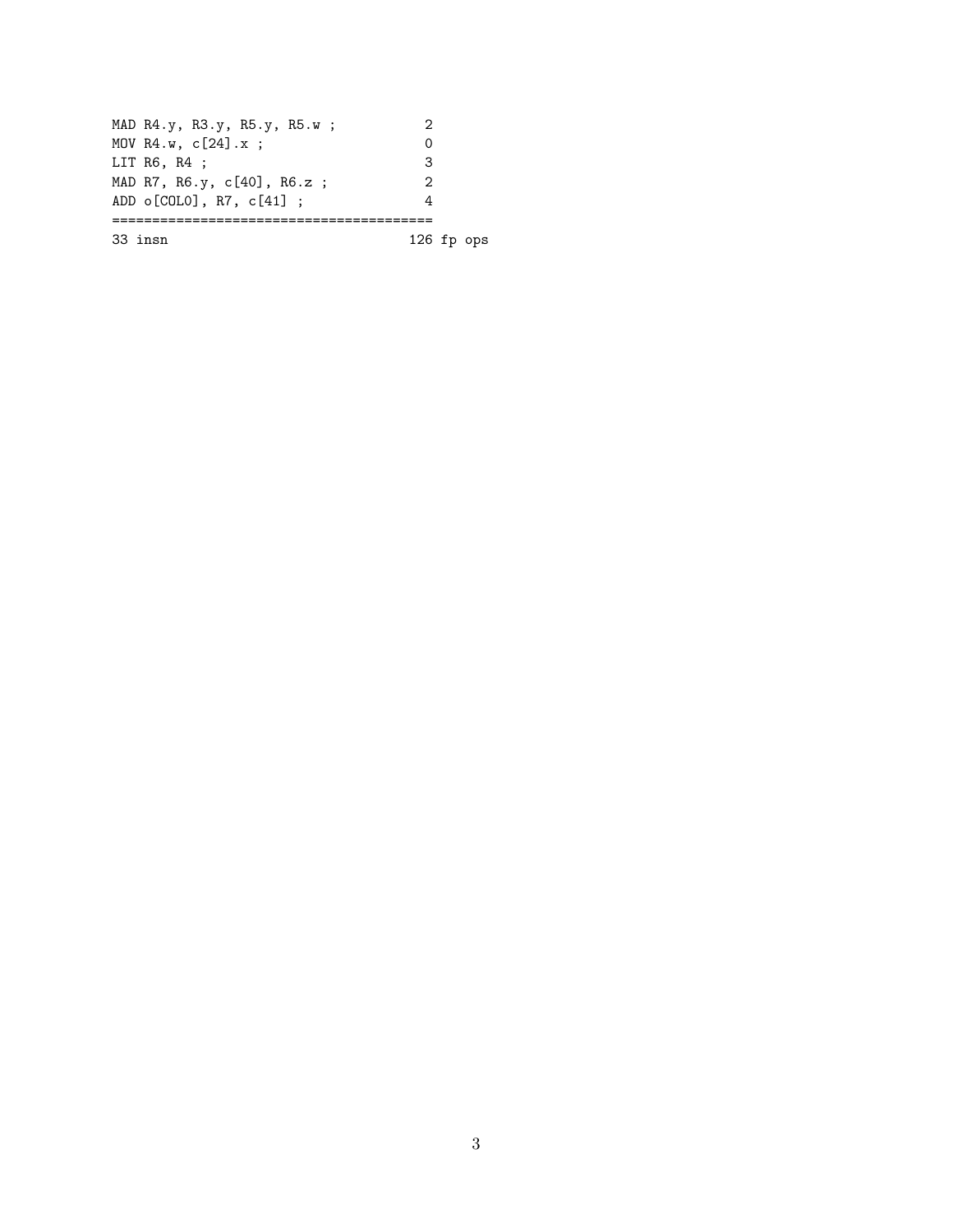```
MAD R4.y, R3.y, R5.y, R5.w ;            2
MOV R4.w, c[24].x ;                     0
LIT R6, R4 ;                            3
MAD R7, R6.y, c[40], R6.z ;             2
ADD o[COL0], R7, c[41] ;                4
=======================================
33 insn                               126 fp ops
```